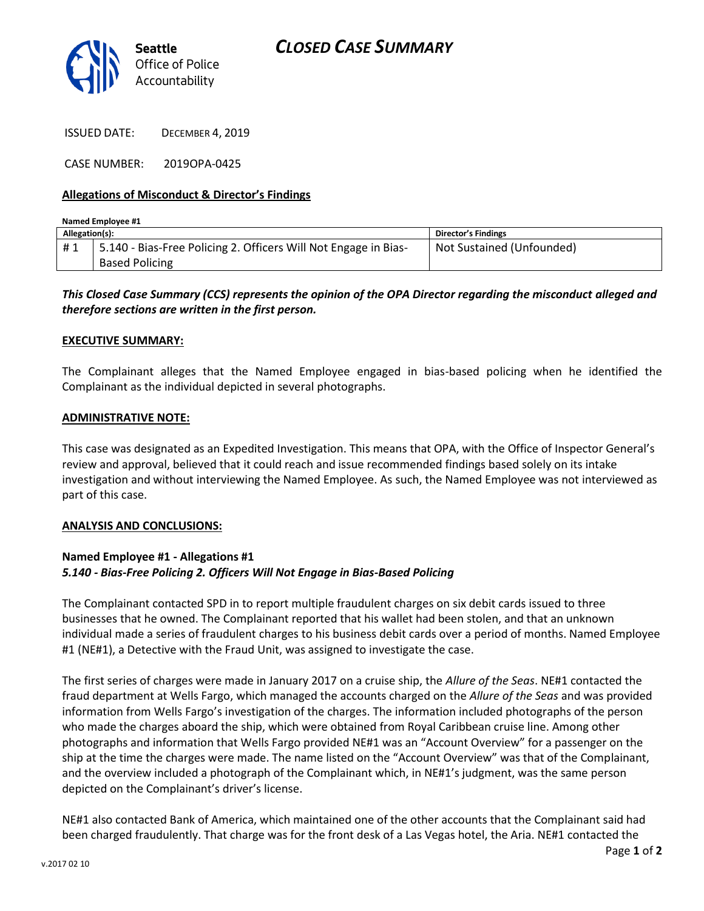# CLOSED CASE SUMMARY

Seattle Office of Police Accountability

ISSUED DATE: DECEMBER 4, 2019

CASE NUMBER: 2019OPA-0425

**Allegations of Misconduct & Director's Findings**

**Named Employee #1**

| Allegation(s): | | Director's Findings |
|---|---|---|
| # 1 | 5.140 - Bias-Free Policing 2. Officers Will Not Engage in Bias-Based Policing | Not Sustained (Unfounded) |

***This Closed Case Summary (CCS) represents the opinion of the OPA Director regarding the misconduct alleged and therefore sections are written in the first person.***

**EXECUTIVE SUMMARY:**

The Complainant alleges that the Named Employee engaged in bias-based policing when he identified the Complainant as the individual depicted in several photographs.

**ADMINISTRATIVE NOTE:**

This case was designated as an Expedited Investigation. This means that OPA, with the Office of Inspector General's review and approval, believed that it could reach and issue recommended findings based solely on its intake investigation and without interviewing the Named Employee. As such, the Named Employee was not interviewed as part of this case.

**ANALYSIS AND CONCLUSIONS:**

**Named Employee #1 - Allegations #1**
***5.140 - Bias-Free Policing 2. Officers Will Not Engage in Bias-Based Policing***

The Complainant contacted SPD in to report multiple fraudulent charges on six debit cards issued to three businesses that he owned. The Complainant reported that his wallet had been stolen, and that an unknown individual made a series of fraudulent charges to his business debit cards over a period of months. Named Employee #1 (NE#1), a Detective with the Fraud Unit, was assigned to investigate the case.

The first series of charges were made in January 2017 on a cruise ship, the *Allure of the Seas*. NE#1 contacted the fraud department at Wells Fargo, which managed the accounts charged on the *Allure of the Seas* and was provided information from Wells Fargo's investigation of the charges. The information included photographs of the person who made the charges aboard the ship, which were obtained from Royal Caribbean cruise line. Among other photographs and information that Wells Fargo provided NE#1 was an "Account Overview" for a passenger on the ship at the time the charges were made. The name listed on the "Account Overview" was that of the Complainant, and the overview included a photograph of the Complainant which, in NE#1's judgment, was the same person depicted on the Complainant's driver's license.

NE#1 also contacted Bank of America, which maintained one of the other accounts that the Complainant said had been charged fraudulently. That charge was for the front desk of a Las Vegas hotel, the Aria. NE#1 contacted the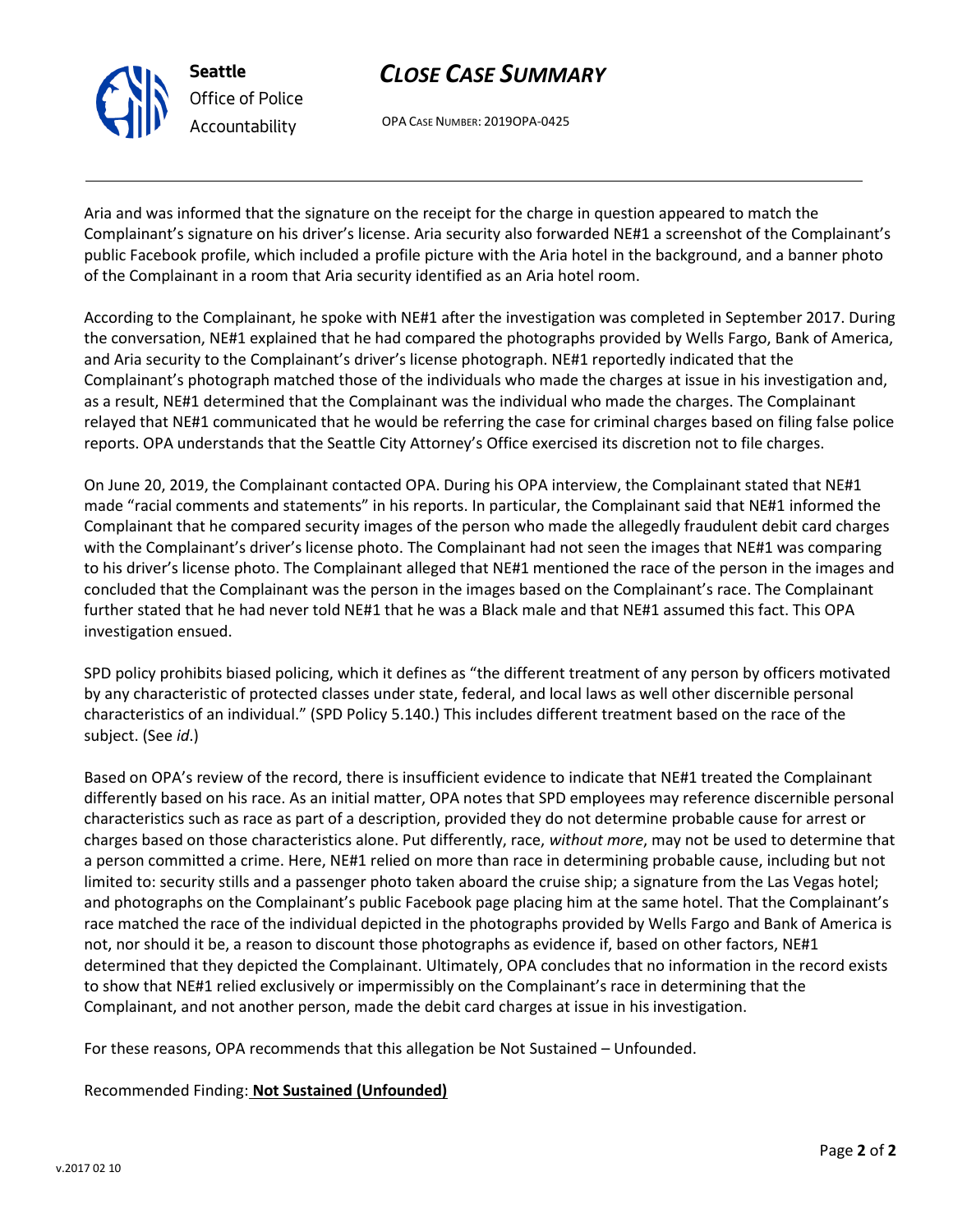Aria and was informed that the signature on the receipt for the charge in question appeared to match the Complainant's signature on his driver's license. Aria security also forwarded NE#1 a screenshot of the Complainant's public Facebook profile, which included a profile picture with the Aria hotel in the background, and a banner photo of the Complainant in a room that Aria security identified as an Aria hotel room.

According to the Complainant, he spoke with NE#1 after the investigation was completed in September 2017. During the conversation, NE#1 explained that he had compared the photographs provided by Wells Fargo, Bank of America, and Aria security to the Complainant's driver's license photograph. NE#1 reportedly indicated that the Complainant's photograph matched those of the individuals who made the charges at issue in his investigation and, as a result, NE#1 determined that the Complainant was the individual who made the charges. The Complainant relayed that NE#1 communicated that he would be referring the case for criminal charges based on filing false police reports. OPA understands that the Seattle City Attorney's Office exercised its discretion not to file charges.

On June 20, 2019, the Complainant contacted OPA. During his OPA interview, the Complainant stated that NE#1 made "racial comments and statements" in his reports. In particular, the Complainant said that NE#1 informed the Complainant that he compared security images of the person who made the allegedly fraudulent debit card charges with the Complainant's driver's license photo. The Complainant had not seen the images that NE#1 was comparing to his driver's license photo. The Complainant alleged that NE#1 mentioned the race of the person in the images and concluded that the Complainant was the person in the images based on the Complainant's race. The Complainant further stated that he had never told NE#1 that he was a Black male and that NE#1 assumed this fact. This OPA investigation ensued.

SPD policy prohibits biased policing, which it defines as "the different treatment of any person by officers motivated by any characteristic of protected classes under state, federal, and local laws as well other discernible personal characteristics of an individual." (SPD Policy 5.140.) This includes different treatment based on the race of the subject. (See *id*.)

Based on OPA's review of the record, there is insufficient evidence to indicate that NE#1 treated the Complainant differently based on his race. As an initial matter, OPA notes that SPD employees may reference discernible personal characteristics such as race as part of a description, provided they do not determine probable cause for arrest or charges based on those characteristics alone. Put differently, race, *without more*, may not be used to determine that a person committed a crime. Here, NE#1 relied on more than race in determining probable cause, including but not limited to: security stills and a passenger photo taken aboard the cruise ship; a signature from the Las Vegas hotel; and photographs on the Complainant's public Facebook page placing him at the same hotel. That the Complainant's race matched the race of the individual depicted in the photographs provided by Wells Fargo and Bank of America is not, nor should it be, a reason to discount those photographs as evidence if, based on other factors, NE#1 determined that they depicted the Complainant. Ultimately, OPA concludes that no information in the record exists to show that NE#1 relied exclusively or impermissibly on the Complainant's race in determining that the Complainant, and not another person, made the debit card charges at issue in his investigation.

For these reasons, OPA recommends that this allegation be Not Sustained – Unfounded.

Recommended Finding: **Not Sustained (Unfounded)**